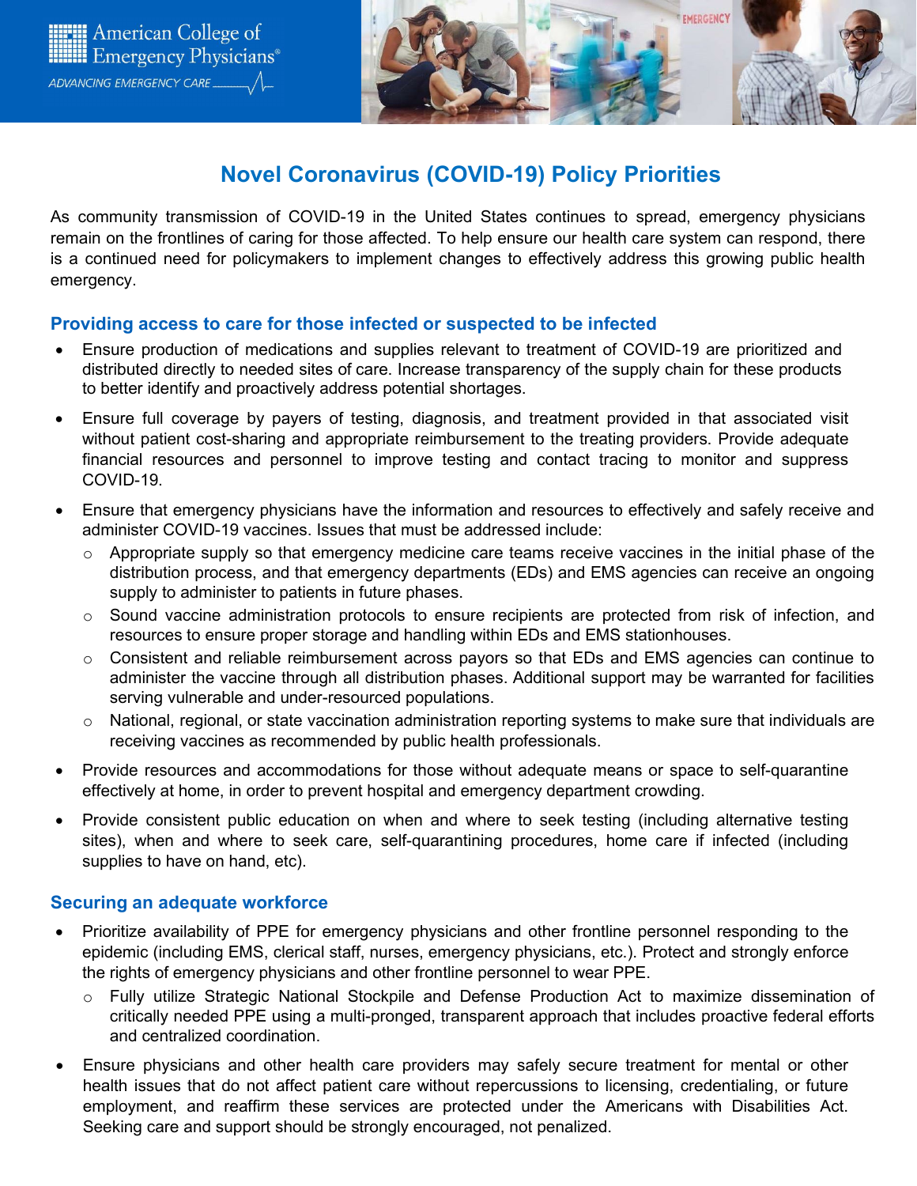# Novel Coronavirus (COVID-19) Policy Priorities

As community transmission of COVID-19 in the United States continues to spread, emergency physicians remain on the frontlines of caring for those affected. To help ensure our health care system can respond, there is a continued need for policymakers to implement changes to effectively address this growing public health emergency.

## Providing access to care for those infected or suspected to be infected

- Ensure production of medications and supplies relevant to treatment of COVID-19 are prioritized and distributed directly to needed sites of care. Increase transparency of the supply chain for these products to better identify and proactively address potential shortages.
- Ensure full coverage by payers of testing, diagnosis, and treatment provided in that associated visit without patient cost-sharing and appropriate reimbursement to the treating providers. Provide adequate financial resources and personnel to improve testing and contact tracing to monitor and suppress COVID-19.
- Ensure that emergency physicians have the information and resources to effectively and safely receive and administer COVID-19 vaccines. Issues that must be addressed include:
  - Appropriate supply so that emergency medicine care teams receive vaccines in the initial phase of the distribution process, and that emergency departments (EDs) and EMS agencies can receive an ongoing supply to administer to patients in future phases.
  - Sound vaccine administration protocols to ensure recipients are protected from risk of infection, and resources to ensure proper storage and handling within EDs and EMS stationhouses.
  - Consistent and reliable reimbursement across payors so that EDs and EMS agencies can continue to administer the vaccine through all distribution phases. Additional support may be warranted for facilities serving vulnerable and under-resourced populations.
  - National, regional, or state vaccination administration reporting systems to make sure that individuals are receiving vaccines as recommended by public health professionals.
- Provide resources and accommodations for those without adequate means or space to self-quarantine effectively at home, in order to prevent hospital and emergency department crowding.
- Provide consistent public education on when and where to seek testing (including alternative testing sites), when and where to seek care, self-quarantining procedures, home care if infected (including supplies to have on hand, etc).

## Securing an adequate workforce

- Prioritize availability of PPE for emergency physicians and other frontline personnel responding to the epidemic (including EMS, clerical staff, nurses, emergency physicians, etc.). Protect and strongly enforce the rights of emergency physicians and other frontline personnel to wear PPE.
  - Fully utilize Strategic National Stockpile and Defense Production Act to maximize dissemination of critically needed PPE using a multi-pronged, transparent approach that includes proactive federal efforts and centralized coordination.
- Ensure physicians and other health care providers may safely secure treatment for mental or other health issues that do not affect patient care without repercussions to licensing, credentialing, or future employment, and reaffirm these services are protected under the Americans with Disabilities Act. Seeking care and support should be strongly encouraged, not penalized.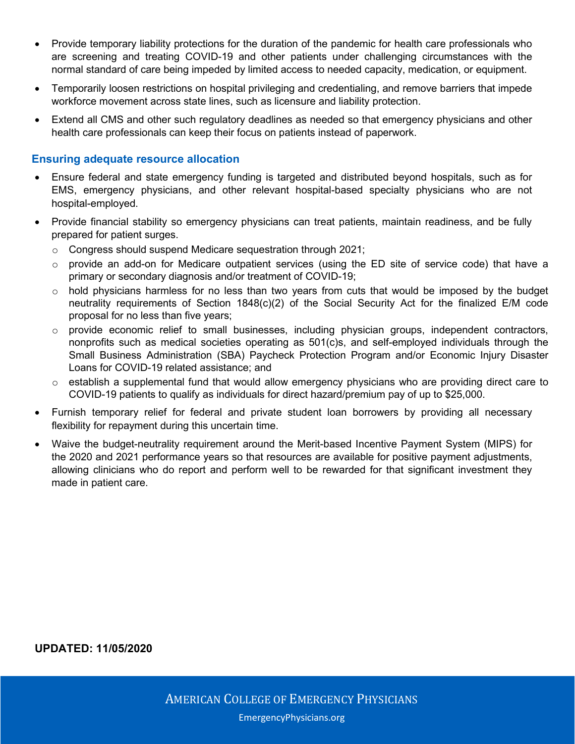- Provide temporary liability protections for the duration of the pandemic for health care professionals who are screening and treating COVID-19 and other patients under challenging circumstances with the normal standard of care being impeded by limited access to needed capacity, medication, or equipment.
- Temporarily loosen restrictions on hospital privileging and credentialing, and remove barriers that impede workforce movement across state lines, such as licensure and liability protection.
- Extend all CMS and other such regulatory deadlines as needed so that emergency physicians and other health care professionals can keep their focus on patients instead of paperwork.

## Ensuring adequate resource allocation

- Ensure federal and state emergency funding is targeted and distributed beyond hospitals, such as for EMS, emergency physicians, and other relevant hospital-based specialty physicians who are not hospital-employed.
- Provide financial stability so emergency physicians can treat patients, maintain readiness, and be fully prepared for patient surges.
  - Congress should suspend Medicare sequestration through 2021;
  - provide an add-on for Medicare outpatient services (using the ED site of service code) that have a primary or secondary diagnosis and/or treatment of COVID-19;
  - hold physicians harmless for no less than two years from cuts that would be imposed by the budget neutrality requirements of Section 1848(c)(2) of the Social Security Act for the finalized E/M code proposal for no less than five years;
  - provide economic relief to small businesses, including physician groups, independent contractors, nonprofits such as medical societies operating as 501(c)s, and self-employed individuals through the Small Business Administration (SBA) Paycheck Protection Program and/or Economic Injury Disaster Loans for COVID-19 related assistance; and
  - establish a supplemental fund that would allow emergency physicians who are providing direct care to COVID-19 patients to qualify as individuals for direct hazard/premium pay of up to $25,000.
- Furnish temporary relief for federal and private student loan borrowers by providing all necessary flexibility for repayment during this uncertain time.
- Waive the budget-neutrality requirement around the Merit-based Incentive Payment System (MIPS) for the 2020 and 2021 performance years so that resources are available for positive payment adjustments, allowing clinicians who do report and perform well to be rewarded for that significant investment they made in patient care.

**UPDATED: 11/05/2020**

AMERICAN COLLEGE OF EMERGENCY PHYSICIANS

EmergencyPhysicians.org